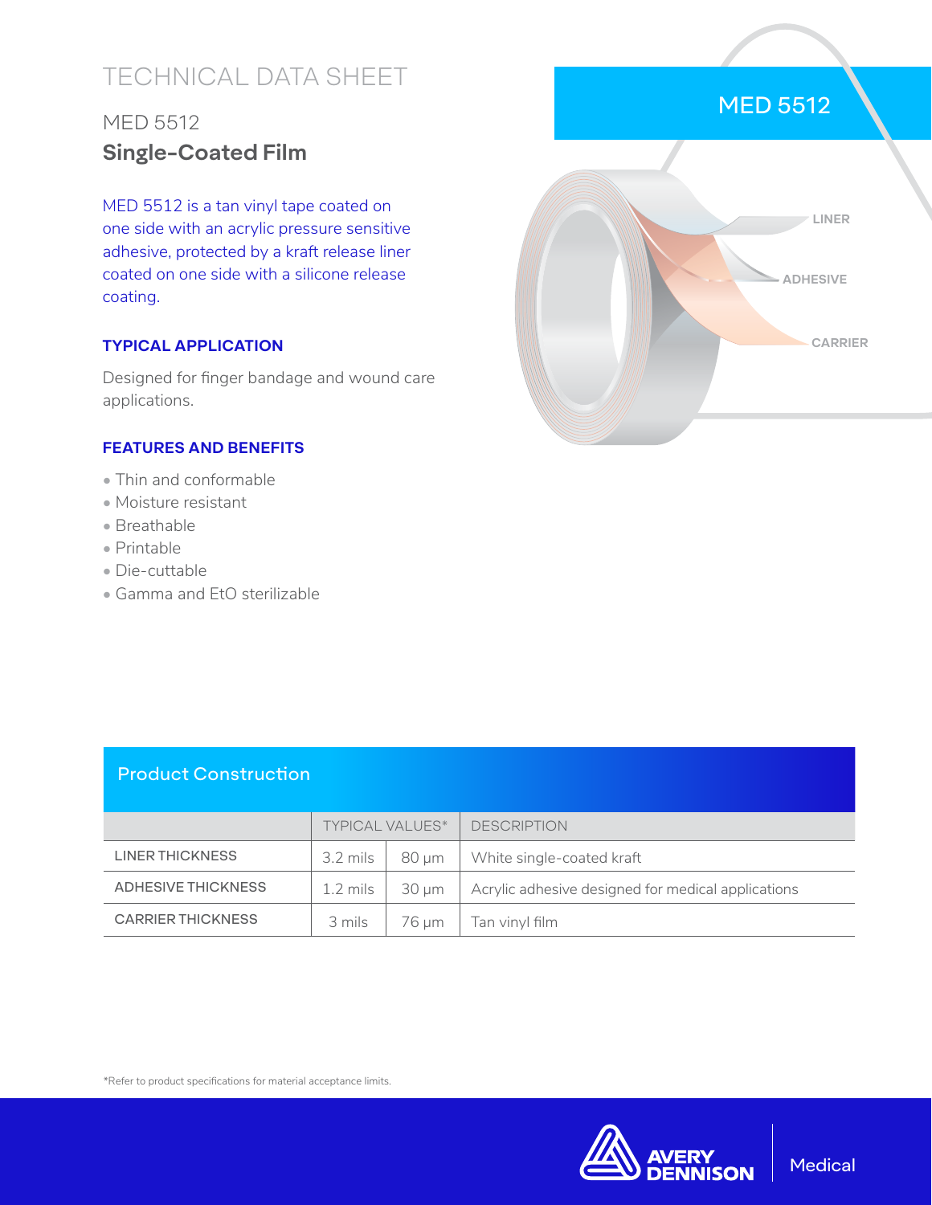# TECHNICAL DATA SHEET

## MED 5512

## **Single-Coated Film**

MED 5512 is a tan vinyl tape coated on one side with an acrylic pressure sensitive adhesive, protected by a kraft release liner coated on one side with a silicone release coating.

MED 5512

LINER

ADHESIVE

CARRIER

### TYPICAL APPLICATION

Designed for finger bandage and wound care applications.

### FEATURES AND BENEFITS

- Thin and conformable
- Moisture resistant
- Breathable
- Printable
- Die-cuttable
- Gamma and EtO sterilizable

### Product Construction

| | TYPICAL VALUES* | | DESCRIPTION |
|---|---|---|---|
| LINER THICKNESS | 3.2 mils | 80 µm | White single-coated kraft |
| ADHESIVE THICKNESS | 1.2 mils | 30 µm | Acrylic adhesive designed for medical applications |
| CARRIER THICKNESS | 3 mils | 76 µm | Tan vinyl film |

*Refer to product specifications for material acceptance limits.

AVERY DENNISON | Medical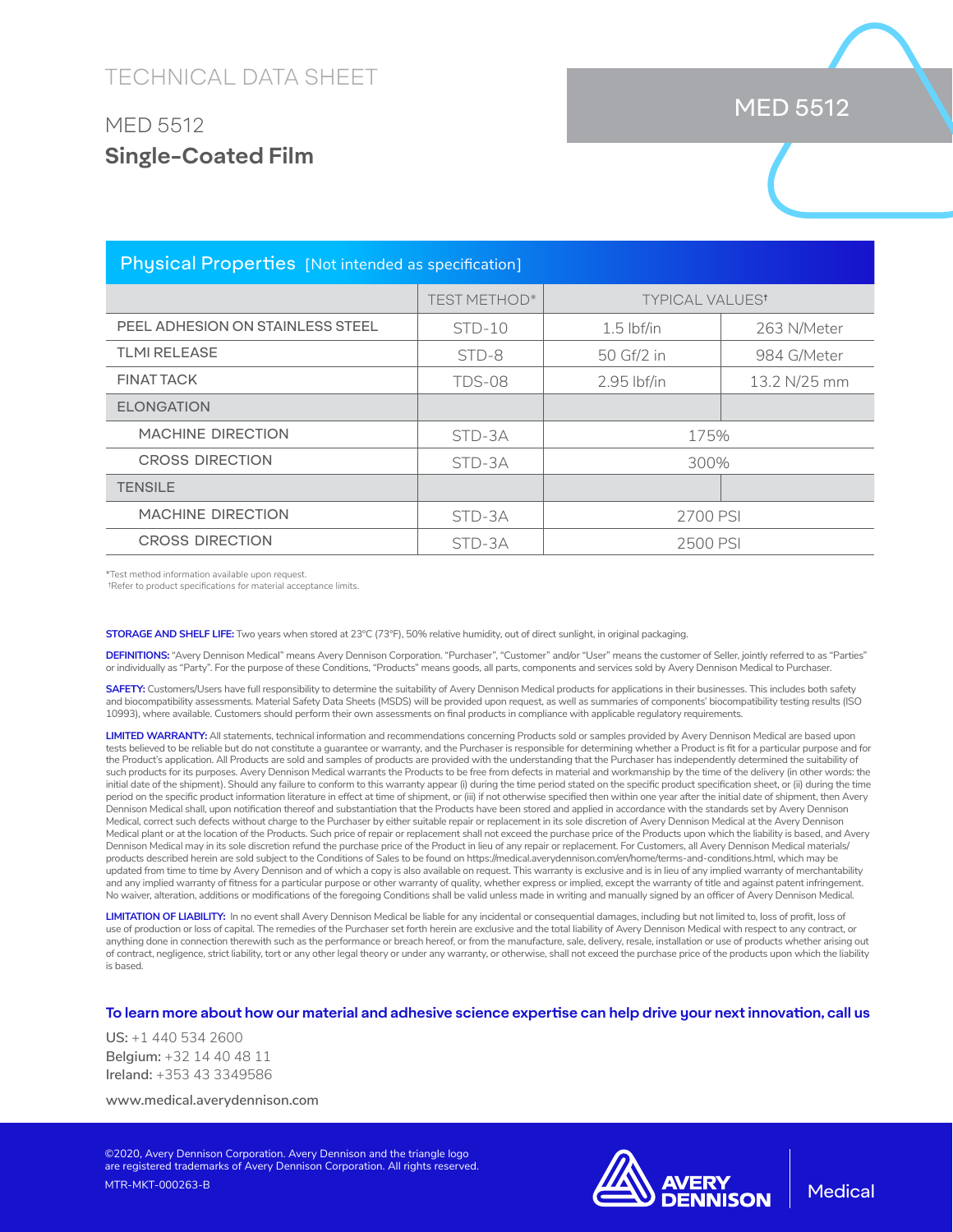# TECHNICAL DATA SHEET

## MED 5512

## **Single-Coated Film**

MED 5512

### Physical Properties [Not intended as specification]

| | TEST METHOD* | TYPICAL VALUES† | |
|---|---|---|---|
| PEEL ADHESION ON STAINLESS STEEL | STD-10 | 1.5 lbf/in | 263 N/Meter |
| TLMI RELEASE | STD-8 | 50 Gf/2 in | 984 G/Meter |
| FINAT TACK | TDS-08 | 2.95 lbf/in | 13.2 N/25 mm |
| ELONGATION | | | |
| MACHINE DIRECTION | STD-3A | 175% | |
| CROSS DIRECTION | STD-3A | 300% | |
| TENSILE | | | |
| MACHINE DIRECTION | STD-3A | 2700 PSI | |
| CROSS DIRECTION | STD-3A | 2500 PSI | |

*Test method information available upon request.
†Refer to product specifications for material acceptance limits.

**STORAGE AND SHELF LIFE:** Two years when stored at 23°C (73°F), 50% relative humidity, out of direct sunlight, in original packaging.

**DEFINITIONS:** "Avery Dennison Medical" means Avery Dennison Corporation. "Purchaser", "Customer" and/or "User" means the customer of Seller, jointly referred to as "Parties" or individually as "Party". For the purpose of these Conditions, "Products" means goods, all parts, components and services sold by Avery Dennison Medical to Purchaser.

**SAFETY:** Customers/Users have full responsibility to determine the suitability of Avery Dennison Medical products for applications in their businesses. This includes both safety and biocompatibility assessments. Material Safety Data Sheets (MSDS) will be provided upon request, as well as summaries of components' biocompatibility testing results (ISO 10993), where available. Customers should perform their own assessments on final products in compliance with applicable regulatory requirements.

**LIMITED WARRANTY:** All statements, technical information and recommendations concerning Products sold or samples provided by Avery Dennison Medical are based upon tests believed to be reliable but do not constitute a guarantee or warranty, and the Purchaser is responsible for determining whether a Product is fit for a particular purpose and for the Product's application. All Products are sold and samples of products are provided with the understanding that the Purchaser has independently determined the suitability of such products for its purposes. Avery Dennison Medical warrants the Products to be free from defects in material and workmanship by the time of the delivery (in other words: the initial date of the shipment). Should any failure to conform to this warranty appear (i) during the time period stated on the specific product specification sheet, or (ii) during the time period on the specific product information literature in effect at time of shipment, or (iii) if not otherwise specified then within one year after the initial date of shipment, then Avery Dennison Medical shall, upon notification thereof and substantiation that the Products have been stored and applied in accordance with the standards set by Avery Dennison Medical, correct such defects without charge to the Purchaser by either suitable repair or replacement in its sole discretion of Avery Dennison Medical at the Avery Dennison Medical plant or at the location of the Products. Such price of repair or replacement shall not exceed the purchase price of the Products upon which the liability is based, and Avery Dennison Medical may in its sole discretion refund the purchase price of the Product in lieu of any repair or replacement. For Customers, all Avery Dennison Medical materials/products described herein are sold subject to the Conditions of Sales to be found on https://medical.averydennison.com/en/home/terms-and-conditions.html, which may be updated from time to time by Avery Dennison and of which a copy is also available on request. This warranty is exclusive and is in lieu of any implied warranty of merchantability and any implied warranty of fitness for a particular purpose or other warranty of quality, whether express or implied, except the warranty of title and against patent infringement. No waiver, alteration, additions or modifications of the foregoing Conditions shall be valid unless made in writing and manually signed by an officer of Avery Dennison Medical.

**LIMITATION OF LIABILITY:** In no event shall Avery Dennison Medical be liable for any incidental or consequential damages, including but not limited to, loss of profit, loss of use of production or loss of capital. The remedies of the Purchaser set forth herein are exclusive and the total liability of Avery Dennison Medical with respect to any contract, or anything done in connection therewith such as the performance or breach hereof, or from the manufacture, sale, delivery, resale, installation or use of products whether arising out of contract, negligence, strict liability, tort or any other legal theory or under any warranty, or otherwise, shall not exceed the purchase price of the products upon which the liability is based.

**To learn more about how our material and adhesive science expertise can help drive your next innovation, call us**

US: +1 440 534 2600
Belgium: +32 14 40 48 11
Ireland: +353 43 3349586

www.medical.averydennison.com

©2020, Avery Dennison Corporation. Avery Dennison and the triangle logo are registered trademarks of Avery Dennison Corporation. All rights reserved.

MTR-MKT-000263-B

AVERY DENNISON Medical